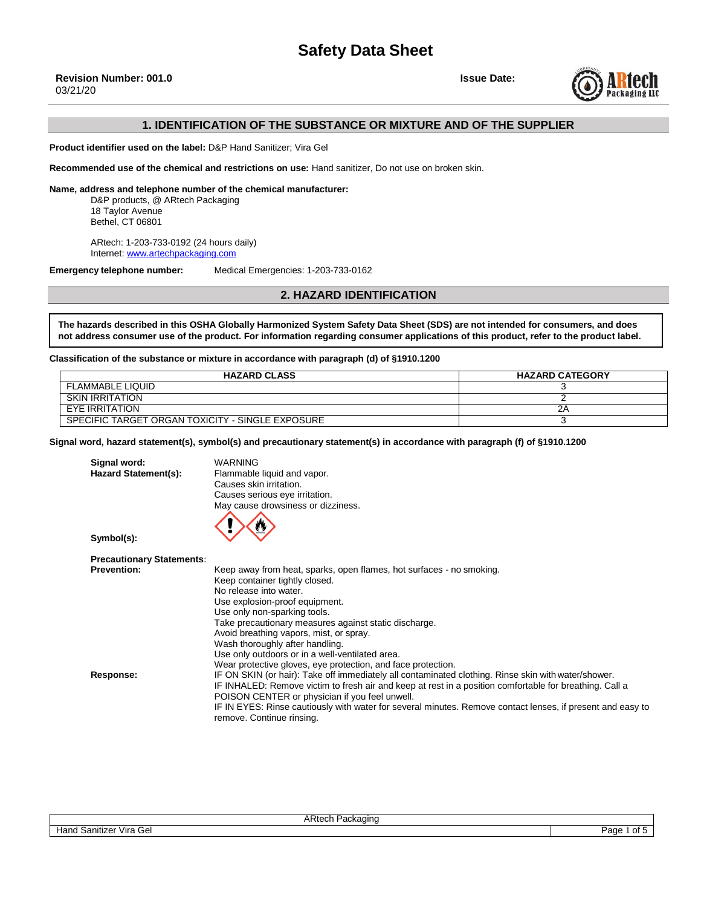# Safety Data Sheet

**Revision Number: 001.0**
03/21/20

**Issue Date:**

## 1. IDENTIFICATION OF THE SUBSTANCE OR MIXTURE AND OF THE SUPPLIER

**Product identifier used on the label:** D&P Hand Sanitizer; Vira Gel

**Recommended use of the chemical and restrictions on use:** Hand sanitizer, Do not use on broken skin.

**Name, address and telephone number of the chemical manufacturer:**

D&P products, @ ARtech Packaging
18 Taylor Avenue
Bethel, CT 06801

ARtech: 1-203-733-0192 (24 hours daily)
Internet: www.artechpackaging.com

**Emergency telephone number:** Medical Emergencies: 1-203-733-0162

## 2. HAZARD IDENTIFICATION

**The hazards described in this OSHA Globally Harmonized System Safety Data Sheet (SDS) are not intended for consumers, and does not address consumer use of the product. For information regarding consumer applications of this product, refer to the product label.**

**Classification of the substance or mixture in accordance with paragraph (d) of §1910.1200**

| HAZARD CLASS | HAZARD CATEGORY |
|---|---|
| FLAMMABLE LIQUID | 3 |
| SKIN IRRITATION | 2 |
| EYE IRRITATION | 2A |
| SPECIFIC TARGET ORGAN TOXICITY - SINGLE EXPOSURE | 3 |

**Signal word, hazard statement(s), symbol(s) and precautionary statement(s) in accordance with paragraph (f) of §1910.1200**

**Signal word:** WARNING

**Hazard Statement(s):**
Flammable liquid and vapor.
Causes skin irritation.
Causes serious eye irritation.
May cause drowsiness or dizziness.

**Symbol(s):**

**Precautionary Statements:**

**Prevention:**
Keep away from heat, sparks, open flames, hot surfaces - no smoking.
Keep container tightly closed.
No release into water.
Use explosion-proof equipment.
Use only non-sparking tools.
Take precautionary measures against static discharge.
Avoid breathing vapors, mist, or spray.
Wash thoroughly after handling.
Use only outdoors or in a well-ventilated area.
Wear protective gloves, eye protection, and face protection.

**Response:**
IF ON SKIN (or hair): Take off immediately all contaminated clothing. Rinse skin with water/shower.
IF INHALED: Remove victim to fresh air and keep at rest in a position comfortable for breathing. Call a POISON CENTER or physician if you feel unwell.
IF IN EYES: Rinse cautiously with water for several minutes. Remove contact lenses, if present and easy to remove. Continue rinsing.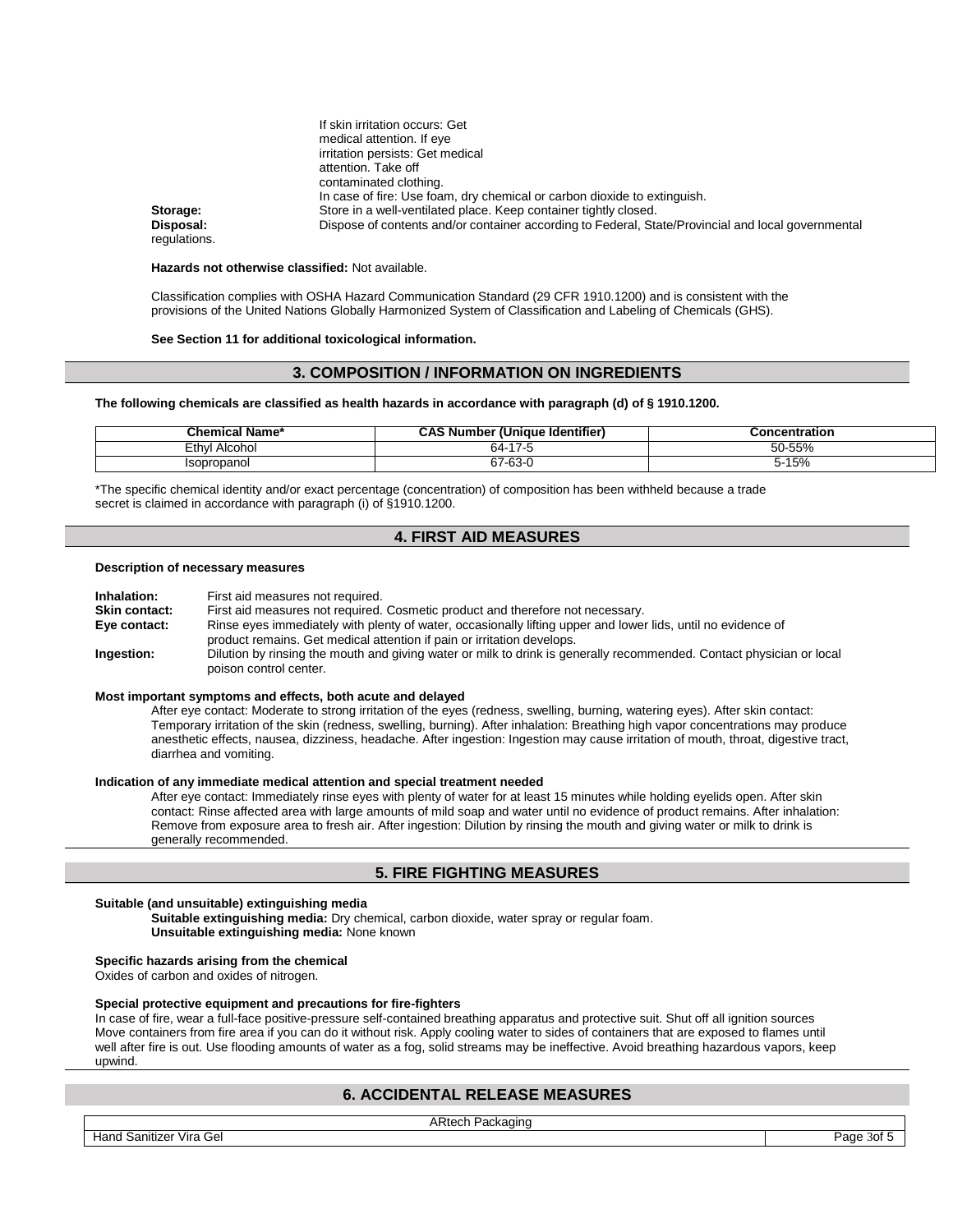If skin irritation occurs: Get medical attention. If eye irritation persists: Get medical attention. Take off contaminated clothing.
In case of fire: Use foam, dry chemical or carbon dioxide to extinguish.

**Storage:** Store in a well-ventilated place. Keep container tightly closed.
**Disposal:** Dispose of contents and/or container according to Federal, State/Provincial and local governmental regulations.

**Hazards not otherwise classified:** Not available.

Classification complies with OSHA Hazard Communication Standard (29 CFR 1910.1200) and is consistent with the provisions of the United Nations Globally Harmonized System of Classification and Labeling of Chemicals (GHS).

**See Section 11 for additional toxicological information.**

## 3. COMPOSITION / INFORMATION ON INGREDIENTS

**The following chemicals are classified as health hazards in accordance with paragraph (d) of § 1910.1200.**

| Chemical Name* | CAS Number (Unique Identifier) | Concentration |
|---|---|---|
| Ethyl Alcohol | 64-17-5 | 50-55% |
| Isopropanol | 67-63-0 | 5-15% |

*The specific chemical identity and/or exact percentage (concentration) of composition has been withheld because a trade secret is claimed in accordance with paragraph (i) of §1910.1200.

## 4. FIRST AID MEASURES

**Description of necessary measures**

**Inhalation:** First aid measures not required.
**Skin contact:** First aid measures not required. Cosmetic product and therefore not necessary.
**Eye contact:** Rinse eyes immediately with plenty of water, occasionally lifting upper and lower lids, until no evidence of product remains. Get medical attention if pain or irritation develops.
**Ingestion:** Dilution by rinsing the mouth and giving water or milk to drink is generally recommended. Contact physician or local poison control center.

**Most important symptoms and effects, both acute and delayed**

After eye contact: Moderate to strong irritation of the eyes (redness, swelling, burning, watering eyes). After skin contact: Temporary irritation of the skin (redness, swelling, burning). After inhalation: Breathing high vapor concentrations may produce anesthetic effects, nausea, dizziness, headache. After ingestion: Ingestion may cause irritation of mouth, throat, digestive tract, diarrhea and vomiting.

**Indication of any immediate medical attention and special treatment needed**

After eye contact: Immediately rinse eyes with plenty of water for at least 15 minutes while holding eyelids open. After skin contact: Rinse affected area with large amounts of mild soap and water until no evidence of product remains. After inhalation: Remove from exposure area to fresh air. After ingestion: Dilution by rinsing the mouth and giving water or milk to drink is generally recommended.

## 5. FIRE FIGHTING MEASURES

**Suitable (and unsuitable) extinguishing media**

**Suitable extinguishing media:** Dry chemical, carbon dioxide, water spray or regular foam.
**Unsuitable extinguishing media:** None known

**Specific hazards arising from the chemical**
Oxides of carbon and oxides of nitrogen.

**Special protective equipment and precautions for fire-fighters**
In case of fire, wear a full-face positive-pressure self-contained breathing apparatus and protective suit. Shut off all ignition sources Move containers from fire area if you can do it without risk. Apply cooling water to sides of containers that are exposed to flames until well after fire is out. Use flooding amounts of water as a fog, solid streams may be ineffective. Avoid breathing hazardous vapors, keep upwind.

## 6. ACCIDENTAL RELEASE MEASURES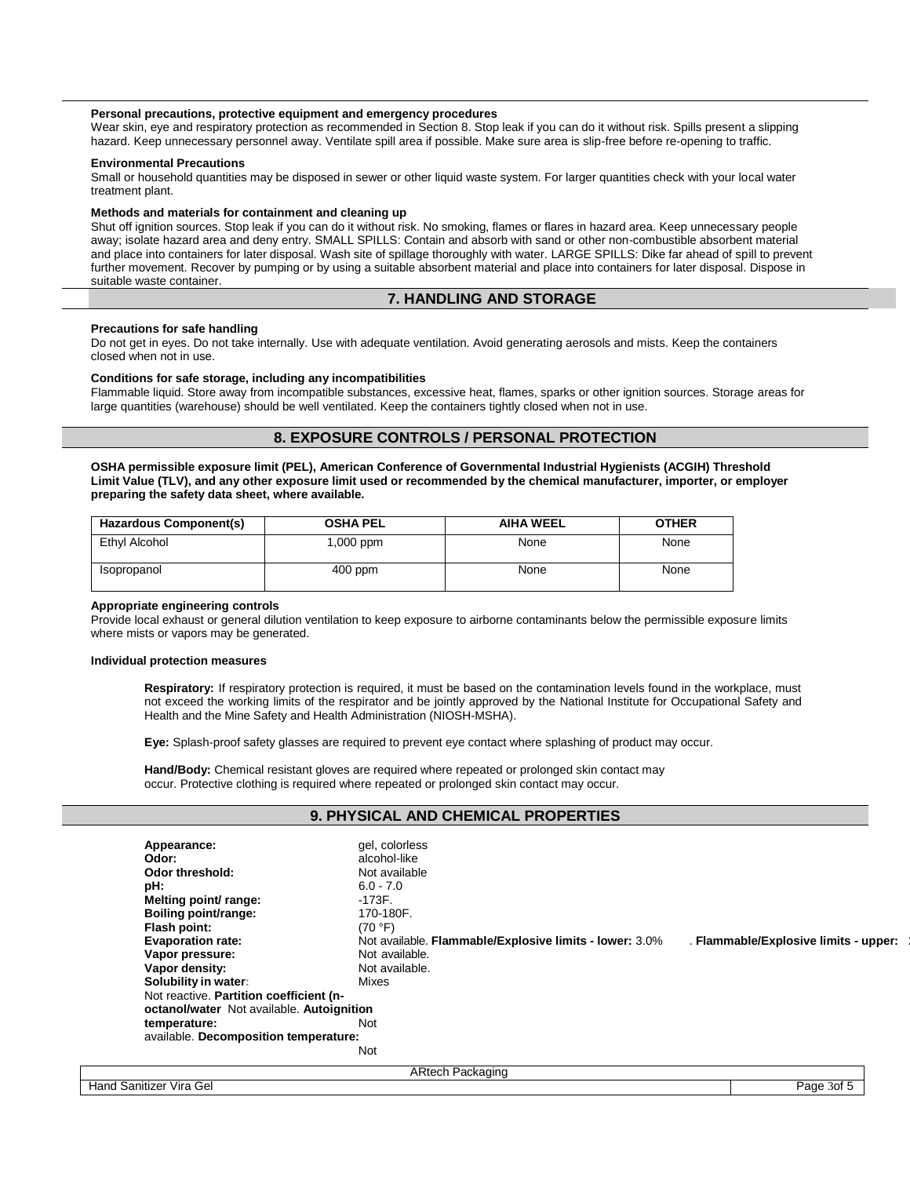**Personal precautions, protective equipment and emergency procedures**

Wear skin, eye and respiratory protection as recommended in Section 8. Stop leak if you can do it without risk. Spills present a slipping hazard. Keep unnecessary personnel away. Ventilate spill area if possible. Make sure area is slip-free before re-opening to traffic.

**Environmental Precautions**

Small or household quantities may be disposed in sewer or other liquid waste system. For larger quantities check with your local water treatment plant.

**Methods and materials for containment and cleaning up**

Shut off ignition sources. Stop leak if you can do it without risk. No smoking, flames or flares in hazard area. Keep unnecessary people away; isolate hazard area and deny entry. SMALL SPILLS: Contain and absorb with sand or other non-combustible absorbent material and place into containers for later disposal. Wash site of spillage thoroughly with water. LARGE SPILLS: Dike far ahead of spill to prevent further movement. Recover by pumping or by using a suitable absorbent material and place into containers for later disposal. Dispose in suitable waste container.

## 7. HANDLING AND STORAGE

**Precautions for safe handling**

Do not get in eyes. Do not take internally. Use with adequate ventilation. Avoid generating aerosols and mists. Keep the containers closed when not in use.

**Conditions for safe storage, including any incompatibilities**

Flammable liquid. Store away from incompatible substances, excessive heat, flames, sparks or other ignition sources. Storage areas for large quantities (warehouse) should be well ventilated. Keep the containers tightly closed when not in use.

## 8. EXPOSURE CONTROLS / PERSONAL PROTECTION

**OSHA permissible exposure limit (PEL), American Conference of Governmental Industrial Hygienists (ACGIH) Threshold Limit Value (TLV), and any other exposure limit used or recommended by the chemical manufacturer, importer, or employer preparing the safety data sheet, where available.**

| Hazardous Component(s) | OSHA PEL | AIHA WEEL | OTHER |
|---|---|---|---|
| Ethyl Alcohol | 1,000 ppm | None | None |
| Isopropanol | 400 ppm | None | None |

**Appropriate engineering controls**

Provide local exhaust or general dilution ventilation to keep exposure to airborne contaminants below the permissible exposure limits where mists or vapors may be generated.

**Individual protection measures**

**Respiratory:** If respiratory protection is required, it must be based on the contamination levels found in the workplace, must not exceed the working limits of the respirator and be jointly approved by the National Institute for Occupational Safety and Health and the Mine Safety and Health Administration (NIOSH-MSHA).

**Eye:** Splash-proof safety glasses are required to prevent eye contact where splashing of product may occur.

**Hand/Body:** Chemical resistant gloves are required where repeated or prolonged skin contact may occur. Protective clothing is required where repeated or prolonged skin contact may occur.

## 9. PHYSICAL AND CHEMICAL PROPERTIES

**Appearance:** gel, colorless
**Odor:** alcohol-like
**Odor threshold:** Not available
**pH:** 6.0 - 7.0
**Melting point/ range:** -173F.
**Boiling point/range:** 170-180F.
**Flash point:** (70 °F)
**Evaporation rate:** Not available. **Flammable/Explosive limits - lower:** 3.0% . **Flammable/Explosive limits - upper:**
**Vapor pressure:** Not available.
**Vapor density:** Not available.
**Solubility in water:** Mixes
Not reactive. **Partition coefficient (n-octanol/water** Not available. **Autoignition temperature:** Not available. **Decomposition temperature:** Not

ARtech Packaging

Hand Sanitizer Vira Gel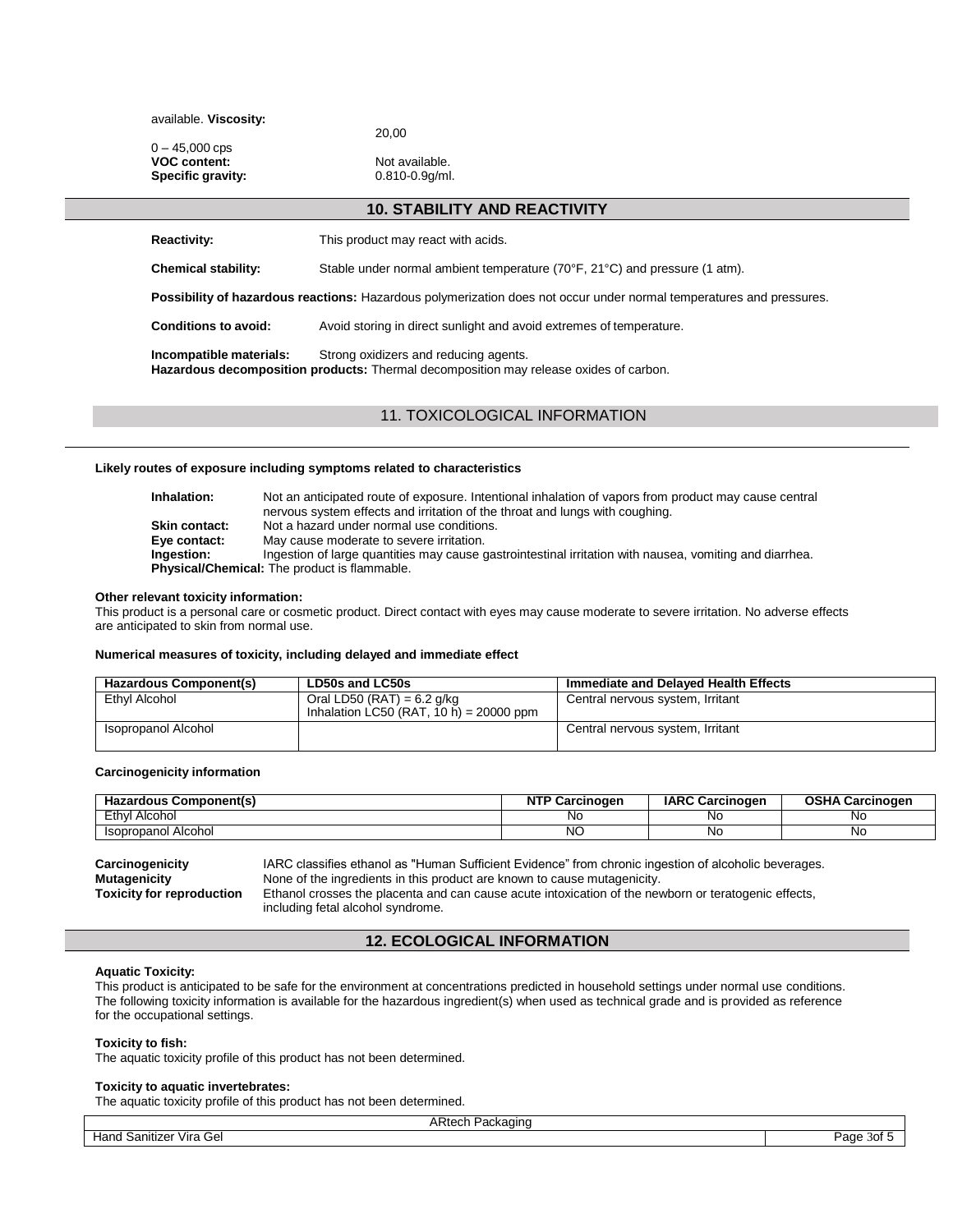available. **Viscosity:** 20,00

0 – 45,000 cps
**VOC content:** Not available.
**Specific gravity:** 0.810-0.9g/ml.

## 10. STABILITY AND REACTIVITY

**Reactivity:** This product may react with acids.

**Chemical stability:** Stable under normal ambient temperature (70°F, 21°C) and pressure (1 atm).

**Possibility of hazardous reactions:** Hazardous polymerization does not occur under normal temperatures and pressures.

**Conditions to avoid:** Avoid storing in direct sunlight and avoid extremes of temperature.

**Incompatible materials:** Strong oxidizers and reducing agents.
**Hazardous decomposition products:** Thermal decomposition may release oxides of carbon.

## 11. TOXICOLOGICAL INFORMATION

**Likely routes of exposure including symptoms related to characteristics**

**Inhalation:** Not an anticipated route of exposure. Intentional inhalation of vapors from product may cause central nervous system effects and irritation of the throat and lungs with coughing.
**Skin contact:** Not a hazard under normal use conditions.
**Eye contact:** May cause moderate to severe irritation.
**Ingestion:** Ingestion of large quantities may cause gastrointestinal irritation with nausea, vomiting and diarrhea.
**Physical/Chemical:** The product is flammable.

**Other relevant toxicity information:**
This product is a personal care or cosmetic product. Direct contact with eyes may cause moderate to severe irritation. No adverse effects are anticipated to skin from normal use.

**Numerical measures of toxicity, including delayed and immediate effect**

| Hazardous Component(s) | LD50s and LC50s | Immediate and Delayed Health Effects |
|---|---|---|
| Ethyl Alcohol | Oral LD50 (RAT) = 6.2 g/kg<br>Inhalation LC50 (RAT, 10 h) = 20000 ppm | Central nervous system, Irritant |
| Isopropanol Alcohol | | Central nervous system, Irritant |

**Carcinogenicity information**

| Hazardous Component(s) | NTP Carcinogen | IARC Carcinogen | OSHA Carcinogen |
|---|---|---|---|
| Ethyl Alcohol | No | No | No |
| Isopropanol Alcohol | NO | No | No |

**Carcinogenicity** IARC classifies ethanol as "Human Sufficient Evidence" from chronic ingestion of alcoholic beverages.
**Mutagenicity** None of the ingredients in this product are known to cause mutagenicity.
**Toxicity for reproduction** Ethanol crosses the placenta and can cause acute intoxication of the newborn or teratogenic effects, including fetal alcohol syndrome.

## 12. ECOLOGICAL INFORMATION

**Aquatic Toxicity:**
This product is anticipated to be safe for the environment at concentrations predicted in household settings under normal use conditions. The following toxicity information is available for the hazardous ingredient(s) when used as technical grade and is provided as reference for the occupational settings.

**Toxicity to fish:**
The aquatic toxicity profile of this product has not been determined.

**Toxicity to aquatic invertebrates:**
The aquatic toxicity profile of this product has not been determined.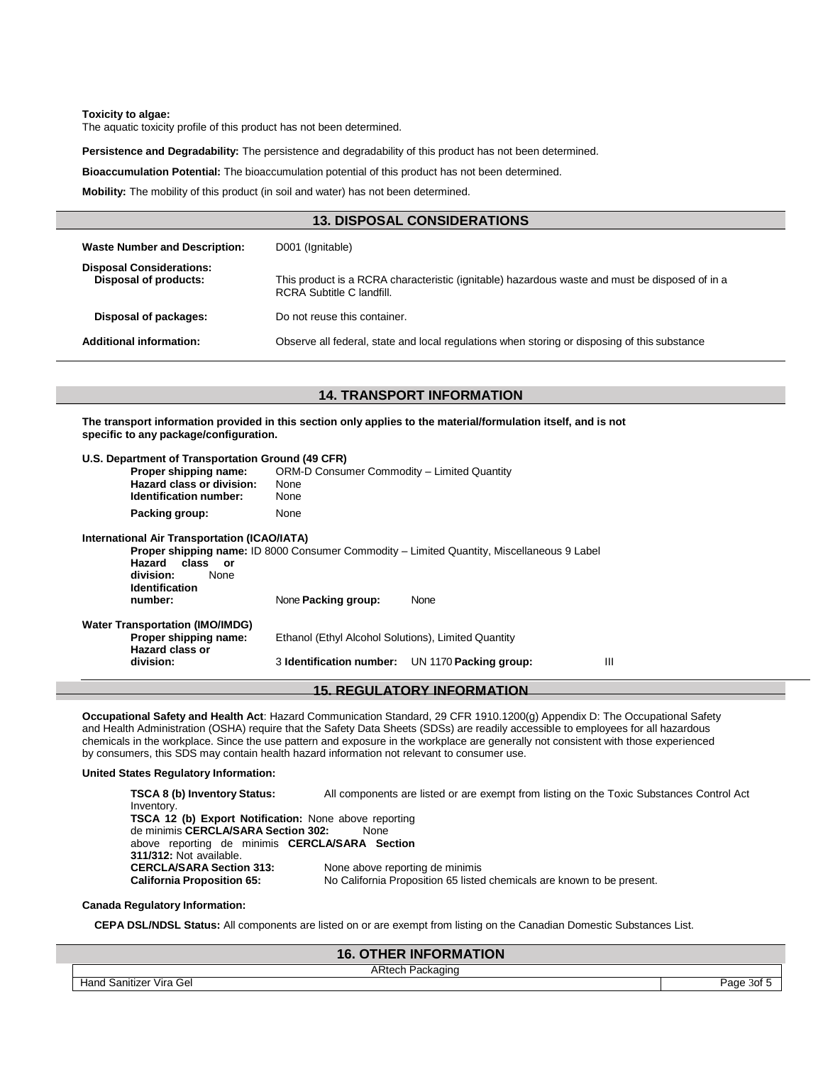**Toxicity to algae:**
The aquatic toxicity profile of this product has not been determined.

**Persistence and Degradability:** The persistence and degradability of this product has not been determined.

**Bioaccumulation Potential:** The bioaccumulation potential of this product has not been determined.

**Mobility:** The mobility of this product (in soil and water) has not been determined.

## 13. DISPOSAL CONSIDERATIONS

**Waste Number and Description:** D001 (Ignitable)

**Disposal Considerations:**

**Disposal of products:** This product is a RCRA characteristic (ignitable) hazardous waste and must be disposed of in a RCRA Subtitle C landfill.

**Disposal of packages:** Do not reuse this container.

**Additional information:** Observe all federal, state and local regulations when storing or disposing of this substance

## 14. TRANSPORT INFORMATION

**The transport information provided in this section only applies to the material/formulation itself, and is not specific to any package/configuration.**

**U.S. Department of Transportation Ground (49 CFR)**

- **Proper shipping name:** ORM-D Consumer Commodity – Limited Quantity
- **Hazard class or division:** None
- **Identification number:** None
- **Packing group:** None

**International Air Transportation (ICAO/IATA)**

- **Proper shipping name:** ID 8000 Consumer Commodity – Limited Quantity, Miscellaneous 9 Label
- **Hazard class or division:** None
- **Identification number:** None
- **Packing group:** None

**Water Transportation (IMO/IMDG)**

- **Proper shipping name:** Ethanol (Ethyl Alcohol Solutions), Limited Quantity
- **Hazard class or division:** 3
- **Identification number:** UN 1170
- **Packing group:** III

## 15. REGULATORY INFORMATION

**Occupational Safety and Health Act**: Hazard Communication Standard, 29 CFR 1910.1200(g) Appendix D: The Occupational Safety and Health Administration (OSHA) require that the Safety Data Sheets (SDSs) are readily accessible to employees for all hazardous chemicals in the workplace. Since the use pattern and exposure in the workplace are generally not consistent with those experienced by consumers, this SDS may contain health hazard information not relevant to consumer use.

**United States Regulatory Information:**

- **TSCA 8 (b) Inventory Status:** All components are listed or are exempt from listing on the Toxic Substances Control Act Inventory.
- **TSCA 12 (b) Export Notification:** None above reporting de minimis
- **CERCLA/SARA Section 302:** None above reporting de minimis
- **CERCLA/SARA Section 311/312:** Not available.
- **CERCLA/SARA Section 313:** None above reporting de minimis
- **California Proposition 65:** No California Proposition 65 listed chemicals are known to be present.

**Canada Regulatory Information:**

**CEPA DSL/NDSL Status:** All components are listed on or are exempt from listing on the Canadian Domestic Substances List.

## 16. OTHER INFORMATION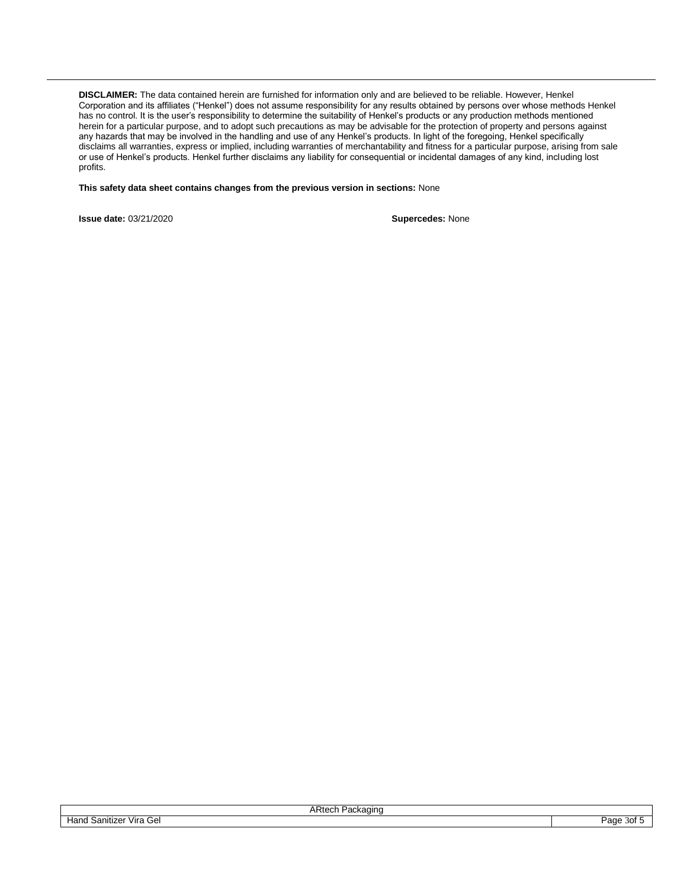**DISCLAIMER:** The data contained herein are furnished for information only and are believed to be reliable. However, Henkel Corporation and its affiliates ("Henkel") does not assume responsibility for any results obtained by persons over whose methods Henkel has no control. It is the user's responsibility to determine the suitability of Henkel's products or any production methods mentioned herein for a particular purpose, and to adopt such precautions as may be advisable for the protection of property and persons against any hazards that may be involved in the handling and use of any Henkel's products. In light of the foregoing, Henkel specifically disclaims all warranties, express or implied, including warranties of merchantability and fitness for a particular purpose, arising from sale or use of Henkel's products. Henkel further disclaims any liability for consequential or incidental damages of any kind, including lost profits.

**This safety data sheet contains changes from the previous version in sections:** None

**Issue date:** 03/21/2020 **Supercedes:** None